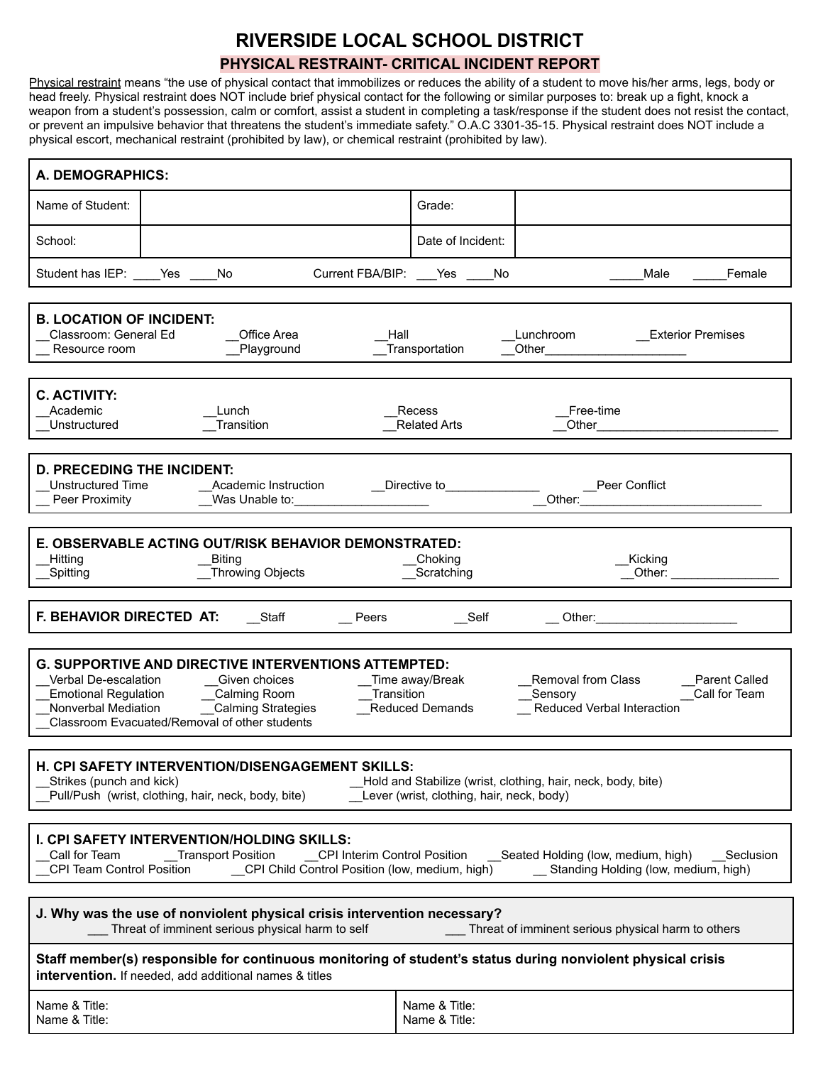# RIVERSIDE LOCAL SCHOOL DISTRICT

## PHYSICAL RESTRAINT- CRITICAL INCIDENT REPORT

Physical restraint means "the use of physical contact that immobilizes or reduces the ability of a student to move his/her arms, legs, body or head freely. Physical restraint does NOT include brief physical contact for the following or similar purposes to: break up a fight, knock a weapon from a student's possession, calm or comfort, assist a student in completing a task/response if the student does not resist the contact, or prevent an impulsive behavior that threatens the student's immediate safety." O.A.C 3301-35-15. Physical restraint does NOT include a physical escort, mechanical restraint (prohibited by law), or chemical restraint (prohibited by law).

**A. DEMOGRAPHICS:**

| Name of Student: | | Grade: | |
|---|---|---|---|
| School: | | Date of Incident: | |

Student has IEP: ____Yes ____No  Current FBA/BIP: ___Yes ____No  _____Male _____Female

**B. LOCATION OF INCIDENT:**

__Classroom: General Ed  __Office Area  __Hall  __Lunchroom  __Exterior Premises
__ Resource room  __Playground  __Transportation  __Other____________________

**C. ACTIVITY:**

__Academic  __Lunch  __Recess  __Free-time
__Unstructured  __Transition  __Related Arts  __Other__________________________

**D. PRECEDING THE INCIDENT:**

__Unstructured Time  __Academic Instruction  __Directive to______________  __Peer Conflict
__ Peer Proximity  __Was Unable to:___________________  __Other:__________________________

**E. OBSERVABLE ACTING OUT/RISK BEHAVIOR DEMONSTRATED:**

__Hitting  __Biting  __Choking  __Kicking
__Spitting  __Throwing Objects  __Scratching  __Other: ________________

**F. BEHAVIOR DIRECTED AT:** __Staff  __ Peers  __Self  __ Other:____________________

**G. SUPPORTIVE AND DIRECTIVE INTERVENTIONS ATTEMPTED:**

__Verbal De-escalation  __Given choices  __Time away/Break  __Removal from Class  __Parent Called
__Emotional Regulation  __Calming Room  __Transition  __Sensory  __Call for Team
__Nonverbal Mediation  __Calming Strategies  __Reduced Demands  __ Reduced Verbal Interaction
__Classroom Evacuated/Removal of other students

**H. CPI SAFETY INTERVENTION/DISENGAGEMENT SKILLS:**

__Strikes (punch and kick)  __Hold and Stabilize (wrist, clothing, hair, neck, body, bite)
__Pull/Push (wrist, clothing, hair, neck, body, bite)  __Lever (wrist, clothing, hair, neck, body)

**I. CPI SAFETY INTERVENTION/HOLDING SKILLS:**

__Call for Team  __Transport Position  __CPI Interim Control Position  __Seated Holding (low, medium, high)  __Seclusion
__CPI Team Control Position  __CPI Child Control Position (low, medium, high)  __ Standing Holding (low, medium, high)

**J. Why was the use of nonviolent physical crisis intervention necessary?**

___ Threat of imminent serious physical harm to self  ___ Threat of imminent serious physical harm to others

**Staff member(s) responsible for continuous monitoring of student's status during nonviolent physical crisis intervention.** If needed, add additional names & titles

| Name & Title:<br>Name & Title: | Name & Title:<br>Name & Title: |
|---|---|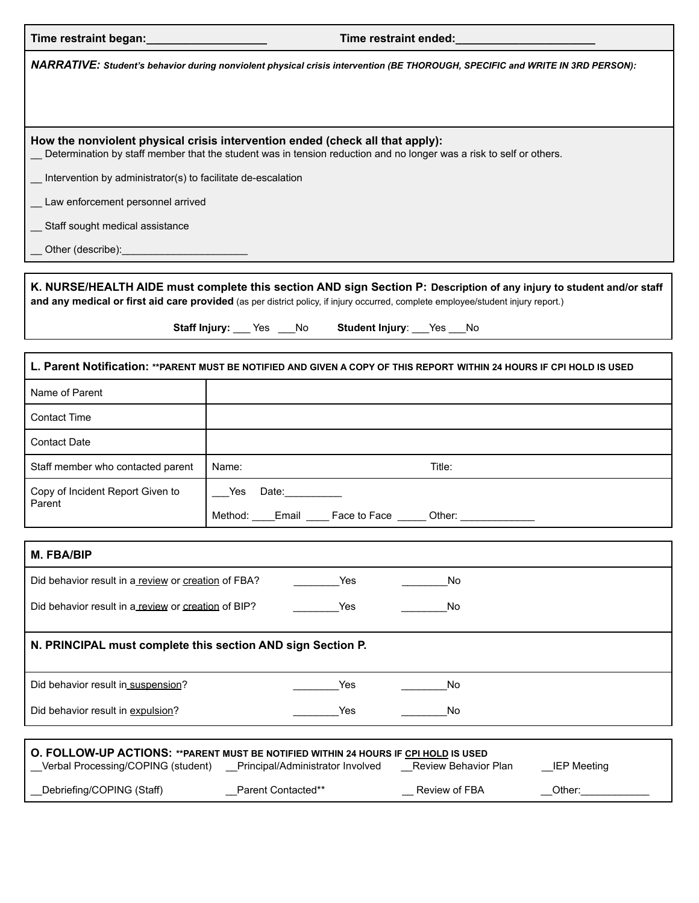**Time restraint began:\_\_\_\_\_\_\_\_\_\_\_\_\_\_\_\_\_\_\_** **Time restraint ended:\_\_\_\_\_\_\_\_\_\_\_\_\_\_\_\_\_\_\_\_\_\_**

***NARRATIVE:*** ***Student's behavior during nonviolent physical crisis intervention (BE THOROUGH, SPECIFIC and WRITE IN 3RD PERSON):***

**How the nonviolent physical crisis intervention ended (check all that apply):**

__ Determination by staff member that the student was in tension reduction and no longer was a risk to self or others.

__ Intervention by administrator(s) to facilitate de-escalation

__ Law enforcement personnel arrived

__ Staff sought medical assistance

__ Other (describe):______________________

**K. NURSE/HEALTH AIDE must complete this section AND sign Section P: Description of any injury to student and/or staff and any medical or first aid care provided** (as per district policy, if injury occurred, complete employee/student injury report.)

**Staff Injury:** ___ Yes ___No **Student Injury**: ___Yes ___No

| **L. Parent Notification: \*\*PARENT MUST BE NOTIFIED AND GIVEN A COPY OF THIS REPORT WITHIN 24 HOURS IF CPI HOLD IS USED** | |
|---|---|
| Name of Parent | |
| Contact Time | |
| Contact Date | |
| Staff member who contacted parent | Name: Title: |
| Copy of Incident Report Given to Parent | ___Yes Date:__________ <br> Method: ____Email ____ Face to Face _____ Other: _____________ |

| **M. FBA/BIP** | | |
|---|---|---|
| Did behavior result in a review or creation of FBA? | ________Yes | ________No |
| Did behavior result in a review or creation of BIP? | ________Yes | ________No |
| **N. PRINCIPAL must complete this section AND sign Section P.** | | |
| Did behavior result in suspension? | ________Yes | ________No |
| Did behavior result in expulsion? | ________Yes | ________No |

**O. FOLLOW-UP ACTIONS: \*\*PARENT MUST BE NOTIFIED WITHIN 24 HOURS IF CPI HOLD IS USED**

| | | | |
|---|---|---|---|
| __Verbal Processing/COPING (student) | __Principal/Administrator Involved | __Review Behavior Plan | __IEP Meeting |
| __Debriefing/COPING (Staff) | __Parent Contacted\*\* | __ Review of FBA | __Other:____________ |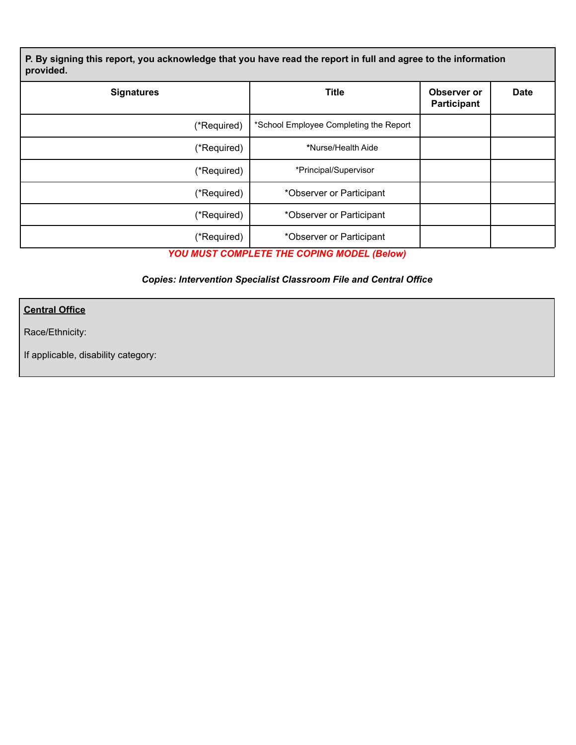| P. By signing this report, you acknowledge that you have read the report in full and agree to the information provided. | | | |
|---|---|---|---|
| **Signatures** | **Title** | **Observer or Participant** | **Date** |
| (*Required) | *School Employee Completing the Report | | |
| (*Required) | *Nurse/Health Aide | | |
| (*Required) | *Principal/Supervisor | | |
| (*Required) | *Observer or Participant | | |
| (*Required) | *Observer or Participant | | |
| (*Required) | *Observer or Participant | | |

***YOU MUST COMPLETE THE COPING MODEL (Below)***

***Copies: Intervention Specialist Classroom File and Central Office***

**Central Office**

Race/Ethnicity:

If applicable, disability category: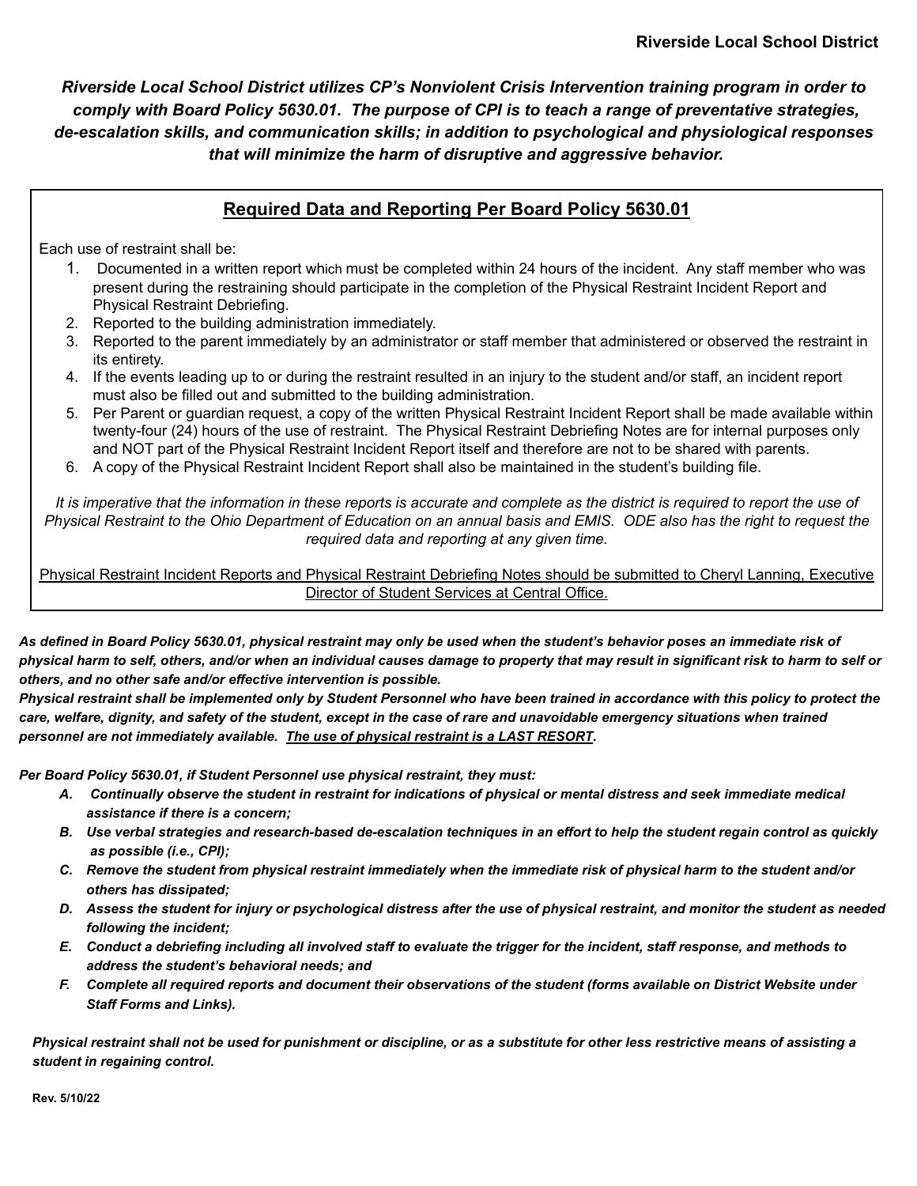**Riverside Local School District**

***Riverside Local School District utilizes CP's Nonviolent Crisis Intervention training program in order to comply with Board Policy 5630.01. The purpose of CPI is to teach a range of preventative strategies, de-escalation skills, and communication skills; in addition to psychological and physiological responses that will minimize the harm of disruptive and aggressive behavior.***

## Required Data and Reporting Per Board Policy 5630.01

Each use of restraint shall be:

1. Documented in a written report which must be completed within 24 hours of the incident. Any staff member who was present during the restraining should participate in the completion of the Physical Restraint Incident Report and Physical Restraint Debriefing.
2. Reported to the building administration immediately.
3. Reported to the parent immediately by an administrator or staff member that administered or observed the restraint in its entirety.
4. If the events leading up to or during the restraint resulted in an injury to the student and/or staff, an incident report must also be filled out and submitted to the building administration.
5. Per Parent or guardian request, a copy of the written Physical Restraint Incident Report shall be made available within twenty-four (24) hours of the use of restraint. The Physical Restraint Debriefing Notes are for internal purposes only and NOT part of the Physical Restraint Incident Report itself and therefore are not to be shared with parents.
6. A copy of the Physical Restraint Incident Report shall also be maintained in the student's building file.

*It is imperative that the information in these reports is accurate and complete as the district is required to report the use of Physical Restraint to the Ohio Department of Education on an annual basis and EMIS. ODE also has the right to request the required data and reporting at any given time.*

Physical Restraint Incident Reports and Physical Restraint Debriefing Notes should be submitted to Cheryl Lanning, Executive Director of Student Services at Central Office.

***As defined in Board Policy 5630.01, physical restraint may only be used when the student's behavior poses an immediate risk of physical harm to self, others, and/or when an individual causes damage to property that may result in significant risk to harm to self or others, and no other safe and/or effective intervention is possible.***

***Physical restraint shall be implemented only by Student Personnel who have been trained in accordance with this policy to protect the care, welfare, dignity, and safety of the student, except in the case of rare and unavoidable emergency situations when trained personnel are not immediately available. The use of physical restraint is a LAST RESORT.***

***Per Board Policy 5630.01, if Student Personnel use physical restraint, they must:***

- ***A. Continually observe the student in restraint for indications of physical or mental distress and seek immediate medical assistance if there is a concern;***
- ***B. Use verbal strategies and research-based de-escalation techniques in an effort to help the student regain control as quickly as possible (i.e., CPI);***
- ***C. Remove the student from physical restraint immediately when the immediate risk of physical harm to the student and/or others has dissipated;***
- ***D. Assess the student for injury or psychological distress after the use of physical restraint, and monitor the student as needed following the incident;***
- ***E. Conduct a debriefing including all involved staff to evaluate the trigger for the incident, staff response, and methods to address the student's behavioral needs; and***
- ***F. Complete all required reports and document their observations of the student (forms available on District Website under Staff Forms and Links).***

***Physical restraint shall not be used for punishment or discipline, or as a substitute for other less restrictive means of assisting a student in regaining control.***

**Rev. 5/10/22**